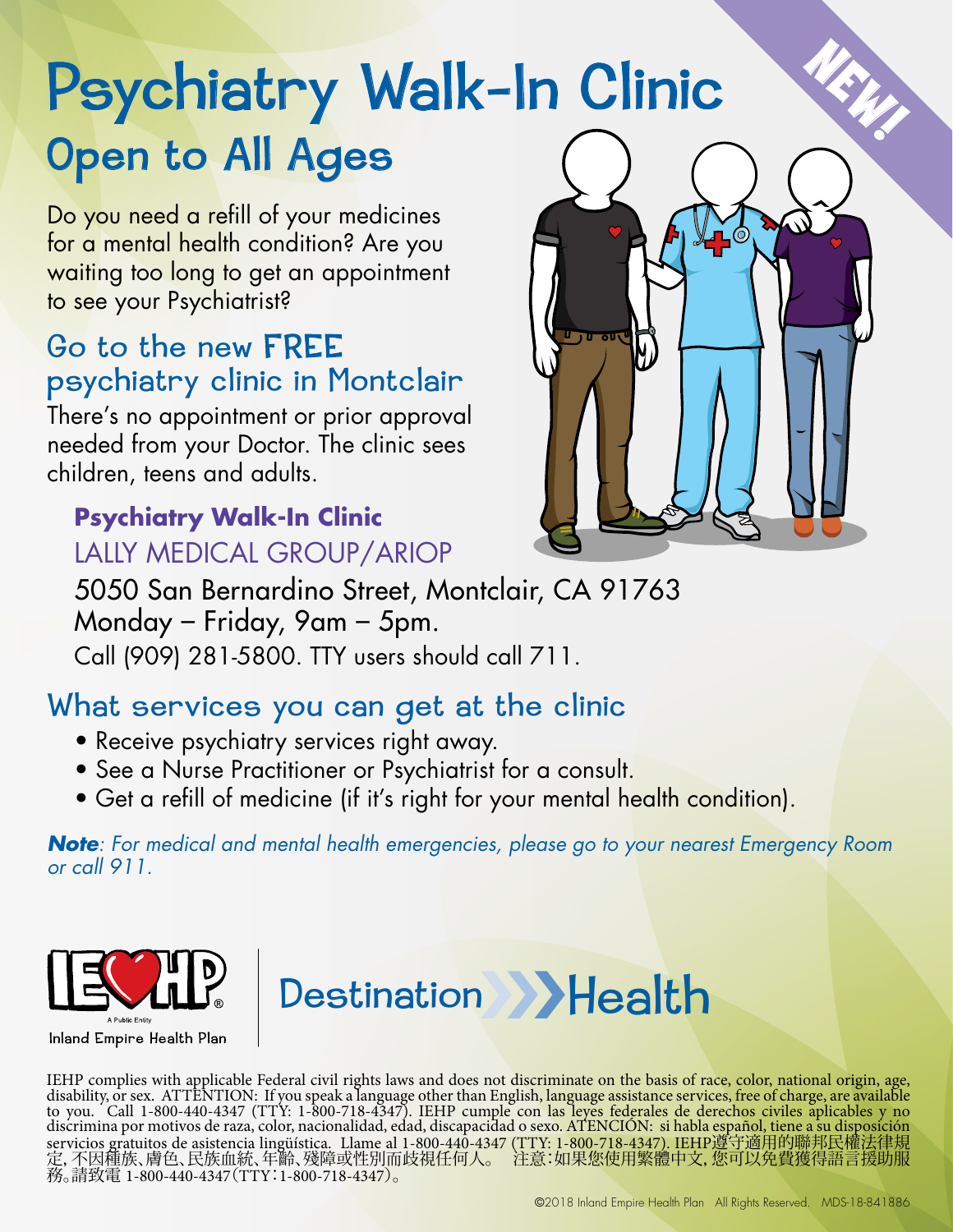# Psychiatry Walk-In Clinic

NEW!

## Open to All Ages

Do you need a refill of your medicines for a mental health condition? Are you waiting too long to get an appointment to see your Psychiatrist?

### Go to the new FREE psychiatry clinic in Montclair

There's no appointment or prior approval needed from your Doctor. The clinic sees children, teens and adults.

**Psychiatry Walk-In Clinic**
LALLY MEDICAL GROUP/ARIOP
5050 San Bernardino Street, Montclair, CA 91763
Monday – Friday, 9am – 5pm.
Call (909) 281-5800. TTY users should call 711.

### What services you can get at the clinic

- Receive psychiatry services right away.
- See a Nurse Practitioner or Psychiatrist for a consult.
- Get a refill of medicine (if it's right for your mental health condition).

***Note**: For medical and mental health emergencies, please go to your nearest Emergency Room or call 911.*

IEHP® A Public Entity
Inland Empire Health Plan

Destination Health

IEHP complies with applicable Federal civil rights laws and does not discriminate on the basis of race, color, national origin, age, disability, or sex. ATTENTION: If you speak a language other than English, language assistance services, free of charge, are available to you. Call 1-800-440-4347 (TTY: 1-800-718-4347). IEHP cumple con las leyes federales de derechos civiles aplicables y no discrimina por motivos de raza, color, nacionalidad, edad, discapacidad o sexo. ATENCIÓN: si habla español, tiene a su disposición servicios gratuitos de asistencia lingüística. Llame al 1-800-440-4347 (TTY: 1-800-718-4347). IEHP遵守適用的聯邦民權法律規定，不因種族、膚色、民族血統、年齡、殘障或性別而歧視任何人。 注意：如果您使用繁體中文，您可以免費獲得語言援助服務。請致電 1-800-440-4347（TTY：1-800-718-4347）。

©2018 Inland Empire Health Plan All Rights Reserved. MDS-18-841886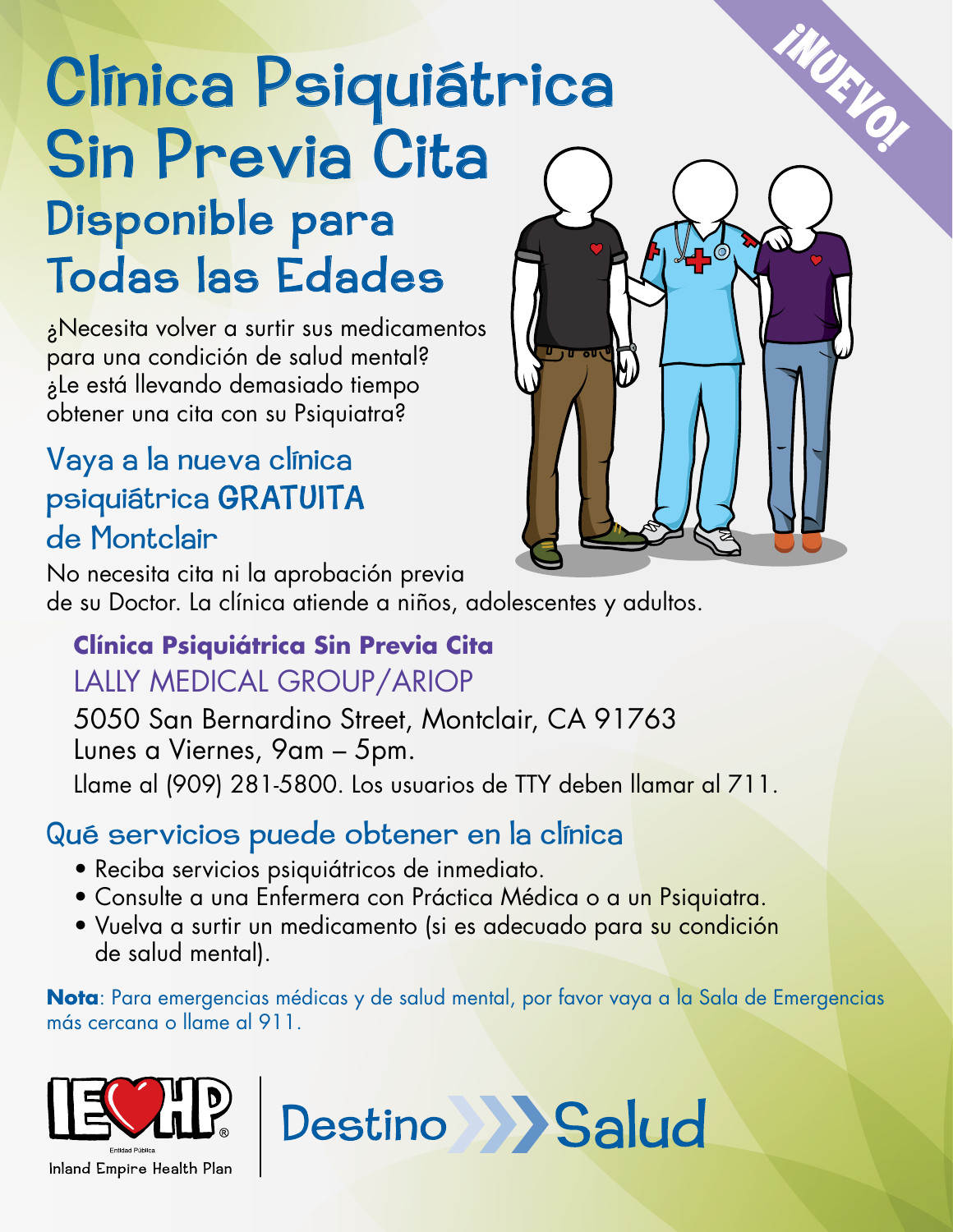¡NUEVO!

# Clínica Psiquiátrica Sin Previa Cita

## Disponible para Todas las Edades

¿Necesita volver a surtir sus medicamentos para una condición de salud mental? ¿Le está llevando demasiado tiempo obtener una cita con su Psiquiatra?

## Vaya a la nueva clínica psiquiátrica GRATUITA de Montclair

No necesita cita ni la aprobación previa de su Doctor. La clínica atiende a niños, adolescentes y adultos.

**Clínica Psiquiátrica Sin Previa Cita**

LALLY MEDICAL GROUP/ARIOP

5050 San Bernardino Street, Montclair, CA 91763

Lunes a Viernes, 9am – 5pm.

Llame al (909) 281-5800. Los usuarios de TTY deben llamar al 711.

## Qué servicios puede obtener en la clínica

- Reciba servicios psiquiátricos de inmediato.
- Consulte a una Enfermera con Práctica Médica o a un Psiquiatra.
- Vuelva a surtir un medicamento (si es adecuado para su condición de salud mental).

**Nota**: Para emergencias médicas y de salud mental, por favor vaya a la Sala de Emergencias más cercana o llame al 911.

IEHP Entidad Pública Inland Empire Health Plan | Destino Salud